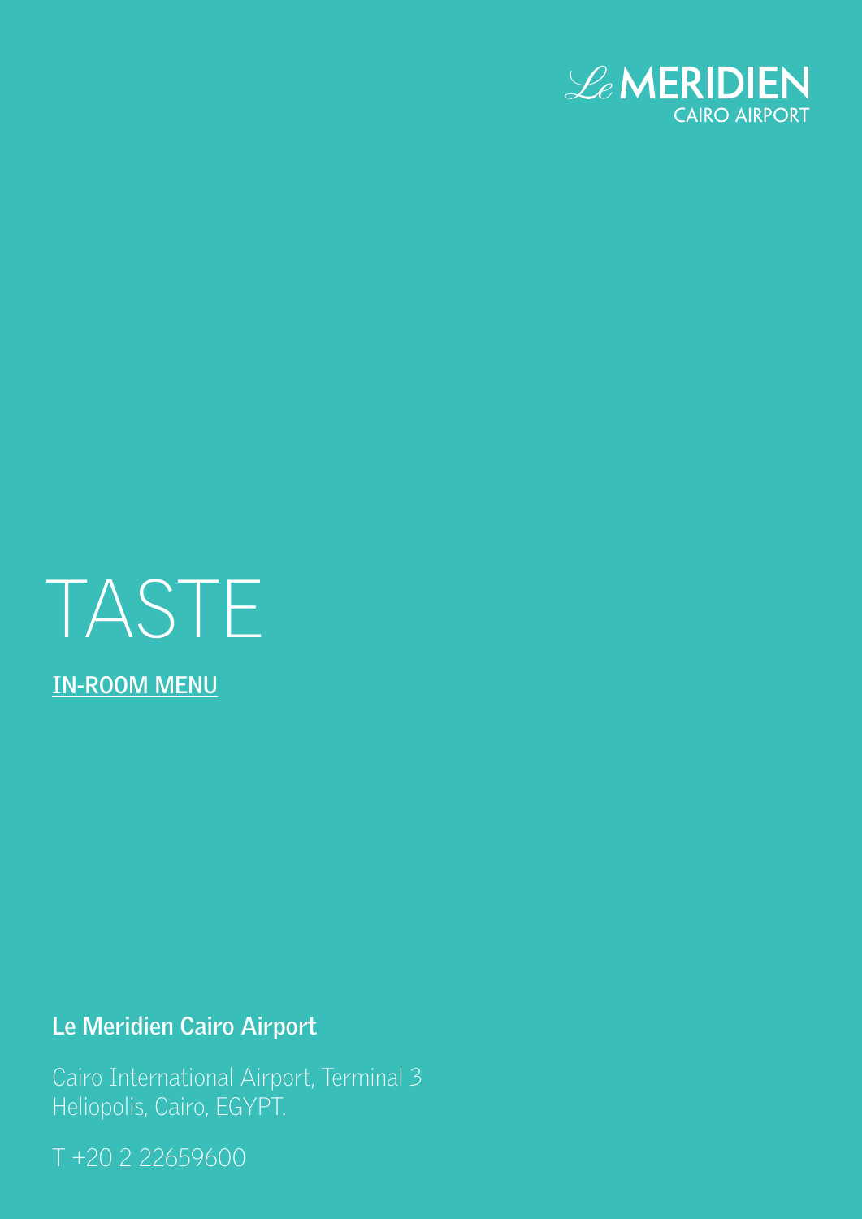Le MERIDIEN
CAIRO AIRPORT

# TASTE

## IN-ROOM MENU

**Le Meridien Cairo Airport**

Cairo International Airport, Terminal 3
Heliopolis, Cairo, EGYPT.

T +20 2 22659600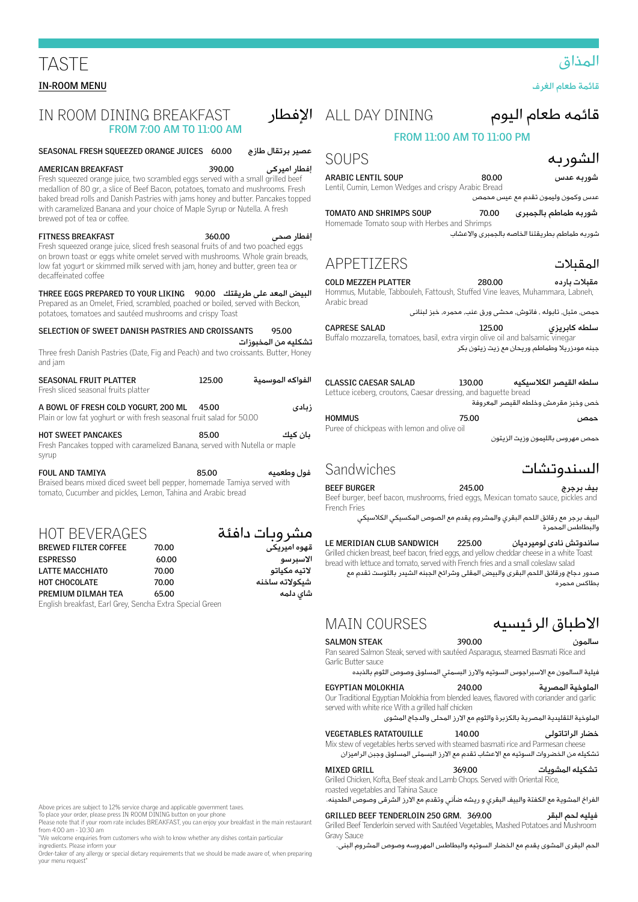# TASTE

# المذاق

**IN-ROOM MENU**

قائمة طعام الغرف

## IN ROOM DINING BREAKFAST — الإفطار

**FROM 7:00 AM TO 11:00 AM**

**SEASONAL FRESH SQUEEZED ORANGE JUICES** 60.00 **عصير برتقال طازج**

**AMERICAN BREAKFAST** 390.00 **إفطار اميركى**
Fresh squeezed orange juice, two scrambled eggs served with a small grilled beef medallion of 80 gr, a slice of Beef Bacon, potatoes, tomato and mushrooms. Fresh baked bread rolls and Danish Pastries with jams honey and butter. Pancakes topped with caramelized Banana and your choice of Maple Syrup or Nutella. A fresh brewed pot of tea or coffee.

**FITNESS BREAKFAST** 360.00 **إفطار صحى**
Fresh squeezed orange juice, sliced fresh seasonal fruits of and two poached eggs on brown toast or eggs white omelet served with mushrooms. Whole grain breads, low fat yogurt or skimmed milk served with jam, honey and butter, green tea or decaffeinated coffee

**THREE EGGS PREPARED TO YOUR LIKING** 90.00 **البيض المعد على طريقتك**
Prepared as an Omelet, Fried, scrambled, poached or boiled, served with Beckon, potatoes, tomatoes and sautéed mushrooms and crispy Toast

**SELECTION OF SWEET DANISH PASTRIES AND CROISSANTS** 95.00 **تشكليه من المخبوزات**
Three fresh Danish Pastries (Date, Fig and Peach) and two croissants. Butter, Honey and jam

**SEASONAL FRUIT PLATTER** 125.00 **الفواكه الموسمية**
Fresh sliced seasonal fruits platter

**A BOWL OF FRESH COLD YOGURT, 200 ML** 45.00 **زبادى**
Plain or low fat yoghurt or with fresh seasonal fruit salad for 50.00

**HOT SWEET PANCAKES** 85.00 **بان كيك**
Fresh Pancakes topped with caramelized Banana, served with Nutella or maple syrup

**FOUL AND TAMIYA** 85.00 **فول وطعميه**
Braised beans mixed diced sweet bell pepper, homemade Tamiya served with tomato, Cucumber and pickles, Lemon, Tahina and Arabic bread

## HOT BEVERAGES — مشروبات دافئة

| | | |
|---|---|---|
| **BREWED FILTER COFFEE** | 70.00 | **قهوه اميريكى** |
| **ESPRESSO** | 60.00 | **الاسبرسو** |
| **LATTE MACCHIATO** | 70.00 | **لاتيه مكياتو** |
| **HOT CHOCOLATE** | 70.00 | **شيكولاته ساخنه** |
| **PREMIUM DILMAH TEA** | 65.00 | **شاي دلمه** |

English breakfast, Earl Grey, Sencha Extra Special Green

## ALL DAY DINING — قائمه طعام اليوم

**FROM 11:00 AM TO 11:00 PM**

### SOUPS — الشوربه

**ARABIC LENTIL SOUP** 80.00 **شوربه عدس**
Lentil, Cumin, Lemon Wedges and crispy Arabic Bread
عدس وكمون وليمون تقدم مع عيس محمص

**TOMATO AND SHRIMPS SOUP** 70.00 **شوربه طماطم بالجمبرى**
Homemade Tomato soup with Herbes and Shrimps
شوربه طماطم بطريقتنا الخاصه بالجمبرى والاعشاب

### APPETIZERS — المقبلات

**COLD MEZZEH PLATTER** 280.00 **مقبلات بارده**
Hommus, Mutable, Tabbouleh, Fattoush, Stuffed Vine leaves, Muhammara, Labneh, Arabic bread
حمص، متبل، تابوله ، فاتوش، محشى ورق عنب، محمره، خبز لبنانى

**CAPRESE SALAD** 125.00 **سلطه كابريزي**
Buffalo mozzarella, tomatoes, basil, extra virgin olive oil and balsamic vinegar
جبنه موزريلا وطماطم وريحان مع زيت زيتون بكر

**CLASSIC CAESAR SALAD** 130.00 **سلطه القيصر الكلاسيكيه**
Lettuce iceberg, croutons, Caesar dressing, and baguette bread
خس وخبز مقرمش وخلطه القيصر المعروفة

**HOMMUS** 75.00 **حمص**
Puree of chickpeas with lemon and olive oil
حمص مهروس بالليمون وزيت الزيتون

### Sandwiches — السندوتشات

**BEEF BURGER** 245.00 **بيف برجر**
Beef burger, beef bacon, mushrooms, fried eggs, Mexican tomato sauce, pickles and French Fries
البيف برجر مع رقائق اللحم البقري والمشروم يقدم مع الصوص المكسيكي الكلاسيكي والبطاطس المحمرة

**LE MERIDIAN CLUB SANDWICH** 225.00 **ساندوتش نادى لوميريديان**
Grilled chicken breast, beef bacon, fried eggs, and yellow cheddar cheese in a white Toast bread with lettuce and tomato, served with French fries and a small coleslaw salad
صدور دجاج ورقائق اللحم البقرى والبيض المقلى وشرائح الجبنه الشيدر بالتوست تقدم مع بطاطس محمره

### MAIN COURSES — الاطباق الرئيسيه

**SALMON STEAK** 390.00 **سالمون**
Pan seared Salmon Steak, served with sautéed Asparagus, steamed Basmati Rice and Garlic Butter sauce
فيلية السالمون مع الاسبراجوس السوتيه والارز البسمتي المسلوق وصوص الثوم بالذبده

**EGYPTIAN MOLOKHIA** 240.00 **الملوخية المصرية**
Our Traditional Egyptian Molokhia from blended leaves, flavored with coriander and garlic served with white rice With a grilled half chicken
الملوخية التقليدية المصرية بالكزبرة والثوم مع الارز المحلى والدجاج المشوى

**VEGETABLES RATATOUILLE** 140.00 **خضار الراتاتولى**
Mix stew of vegetables herbs served with steamed basmati rice and Parmesan cheese
تشكيله من الخضروات السوتيه مع الاعشاب تقدم مع الارز البسمتى المسلوق وجبن الراميزان

**MIXED GRILL** 369.00 **تشكيله المشويات**
Grilled Chicken, Kofta, Beef steak and Lamb Chops. Served with Oriental Rice, roasted vegetables and Tahina Sauce
الفراخ المشوية مع الكفتة والبيف البقري و ريشه ضأني وتقدم مع الارز الشرقى وصوص الطحينه.

**GRILLED BEEF TENDERLOIN 250 GRM.** 369.00 **فيليه لحم البقر**
Grilled Beef Tenderloin served with Sautéed Vegetables, Mashed Potatoes and Mushroom Gravy Sauce
الحم البقرى المشوى يقدم مع الخضار السوتيه والبطاطس المهروسه وصوص المشروم البنى.

Above prices are subject to 12% service charge and applicable government taxes.
To place your order, please press IN ROOM DINING button on your phone
Please note that if your room rate includes BREAKFAST, you can enjoy your breakfast in the main restaurant from 4:00 am - 10:30 am
"We welcome enquiries from customers who wish to know whether any dishes contain particular ingredients. Please inform your
Order-taker of any allergy or special dietary requirements that we should be made aware of, when preparing your menu request"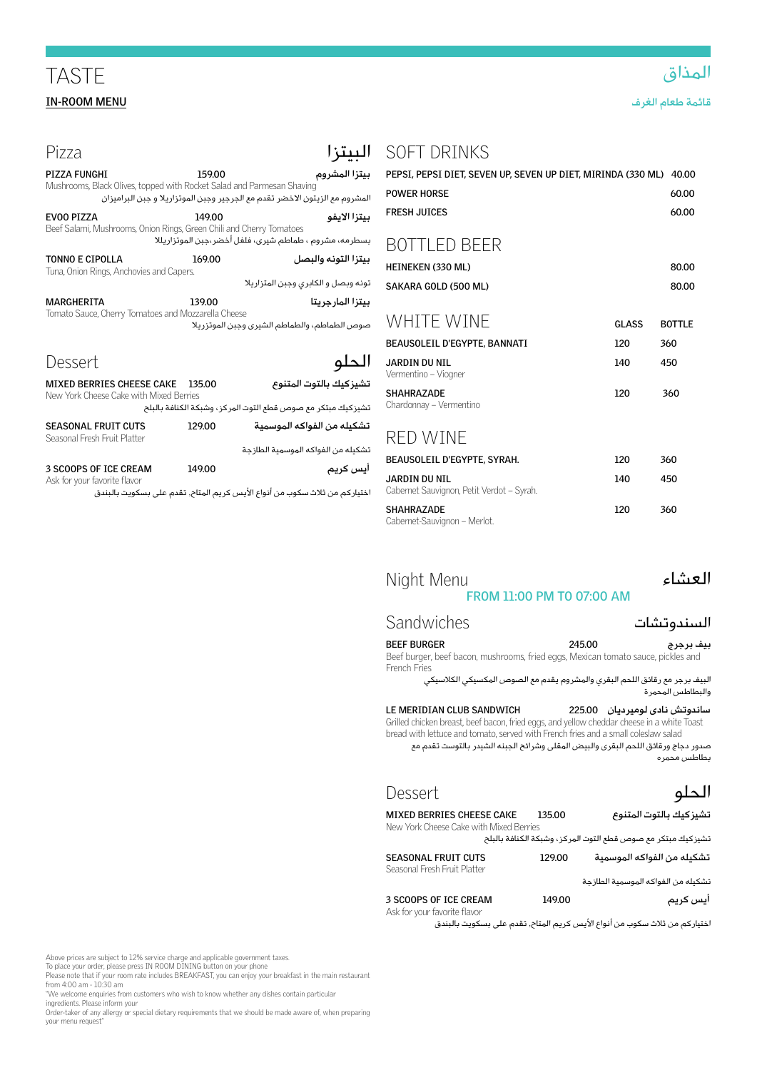# TASTE
# المذاق

**IN-ROOM MENU**

قائمة طعام الغرف

## Pizza — البيتزا

**PIZZA FUNGHI** 159.00 **بيتزا المشروم**
Mushrooms, Black Olives, topped with Rocket Salad and Parmesan Shaving
المشروم مع الزيتون الاخضر تقدم مع الجرجير وجبن الموتزاريلا و جبن البراميزان

**EVOO PIZZA** 149.00 **بيتزا الايفو**
Beef Salami, Mushrooms, Onion Rings, Green Chili and Cherry Tomatoes
بسطرمه، مشروم ، طماطم شيرى، فلفل أخضر،جبن الموتزاريللا

**TONNO E CIPOLLA** 169.00 **بيتزا التونه والبصل**
Tuna, Onion Rings, Anchovies and Capers.
تونه وبصل و الكابري وجبن المتزاريلا

**MARGHERITA** 139.00 **بيتزا المارجريتا**
Tomato Sauce, Cherry Tomatoes and Mozzarella Cheese
صوص الطماطم، والطماطم الشيرى وجبن الموتزريلا

## Dessert — الحلو

**MIXED BERRIES CHEESE CAKE** 135.00 **تشيزكيك بالتوت المتنوع**
New York Cheese Cake with Mixed Berries
تشيزكيك مبتكر مع صوص قطع التوت المركز، وشبكة الكنافة بالبلح

**SEASONAL FRUIT CUTS** 129.00 **تشكيله من الفواكه الموسمية**
Seasonal Fresh Fruit Platter
تشكيله من الفواكه الموسمية الطازجة

**3 SCOOPS OF ICE CREAM** 149.00 **أيس كريم**
Ask for your favorite flavor
اختياركم من ثلاث سكوب من أنواع الأيس كريم المتاح، تقدم على بسكويت بالبندق

## SOFT DRINKS

| | |
|---|---|
| PEPSI, PEPSI DIET, SEVEN UP, SEVEN UP DIET, MIRINDA (330 ML) | 40.00 |
| POWER HORSE | 60.00 |
| FRESH JUICES | 60.00 |

## BOTTLED BEER

| | |
|---|---|
| HEINEKEN (330 ML) | 80.00 |
| SAKARA GOLD (500 ML) | 80.00 |

## WHITE WINE

| | GLASS | BOTTLE |
|---|---|---|
| BEAUSOLEIL D'EGYPTE, BANNATI | 120 | 360 |
| JARDIN DU NIL<br>Vermentino – Viogner | 140 | 450 |
| SHAHRAZADE<br>Chardonnay – Vermentino | 120 | 360 |

## RED WINE

| | | |
|---|---|---|
| BEAUSOLEIL D'EGYPTE, SYRAH. | 120 | 360 |
| JARDIN DU NIL<br>Cabernet Sauvignon, Petit Verdot – Syrah. | 140 | 450 |
| SHAHRAZADE<br>Cabernet-Sauvignon – Merlot. | 120 | 360 |

## Night Menu — العشاء

**FROM 11:00 PM TO 07:00 AM**

### Sandwiches — السندوتشات

**BEEF BURGER** 245.00 **بيف برجر**
Beef burger, beef bacon, mushrooms, fried eggs, Mexican tomato sauce, pickles and French Fries
البيف برجر مع رقائق اللحم البقري والمشروم يقدم مع الصوص المكسيكي الكلاسيكي والبطاطس المحمرة

**LE MERIDIAN CLUB SANDWICH** 225.00 **ساندوتش نادى لوميرديان**
Grilled chicken breast, beef bacon, fried eggs, and yellow cheddar cheese in a white Toast bread with lettuce and tomato, served with French fries and a small coleslaw salad
صدور دجاج ورقائق اللحم البقرى والبيض المقلى وشرائح الجبنه الشيدر بالتوست تقدم مع بطاطس محمره

### Dessert — الحلو

**MIXED BERRIES CHEESE CAKE** 135.00 **تشيزكيك بالتوت المتنوع**
New York Cheese Cake with Mixed Berries
تشيزكيك مبتكر مع صوص قطع التوت المركز، وشبكة الكنافة بالبلح

**SEASONAL FRUIT CUTS** 129.00 **تشكيله من الفواكه الموسمية**
Seasonal Fresh Fruit Platter
تشكيله من الفواكه الموسمية الطازجة

**3 SCOOPS OF ICE CREAM** 149.00 **أيس كريم**
Ask for your favorite flavor
اختياركم من ثلاث سكوب من أنواع الأيس كريم المتاح، تقدم على بسكويت بالبندق

Above prices are subject to 12% service charge and applicable government taxes.
To place your order, please press IN ROOM DINING button on your phone
Please note that if your room rate includes BREAKFAST, you can enjoy your breakfast in the main restaurant from 4:00 am - 10:30 am
"We welcome enquiries from customers who wish to know whether any dishes contain particular ingredients. Please inform your Order-taker of any allergy or special dietary requirements that we should be made aware of, when preparing your menu request"